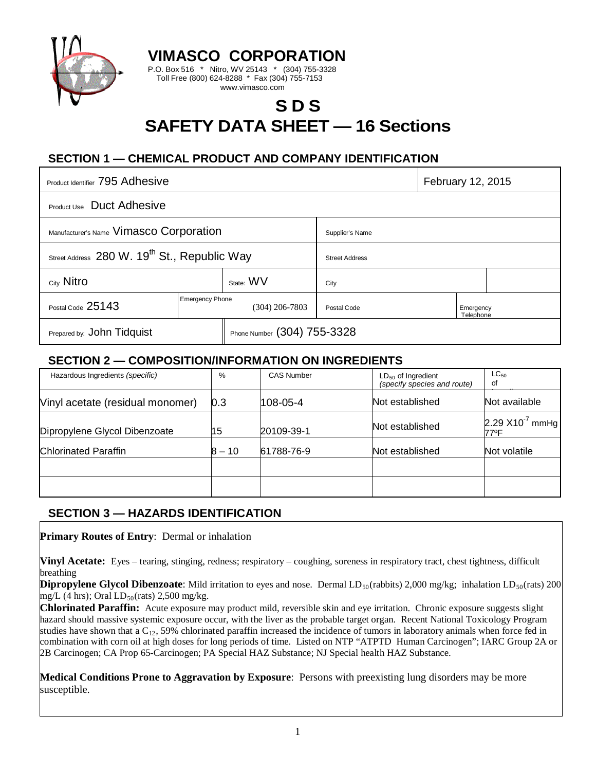# VIMASCO CORPORATION

P.O. Box 516 * Nitro, WV 25143 * (304) 755-3328
Toll Free (800) 624-8288 * Fax (304) 755-7153
www.vimasco.com

# S D S
# SAFETY DATA SHEET — 16 Sections

## SECTION 1 — CHEMICAL PRODUCT AND COMPANY IDENTIFICATION

| | | | |
|---|---|---|---|
| Product Identifier 795 Adhesive | | | February 12, 2015 |
| Product Use Duct Adhesive | | | |
| Manufacturer's Name Vimasco Corporation | | Supplier's Name | |
| Street Address 280 W. 19th St., Republic Way | | Street Address | |
| City Nitro | State: WV | City | |
| Postal Code 25143 | Emergency Phone (304) 206-7803 | Postal Code | Emergency Telephone |
| Prepared by: John Tidquist | Phone Number (304) 755-3328 | | |

## SECTION 2 — COMPOSITION/INFORMATION ON INGREDIENTS

| Hazardous Ingredients *(specific)* | % | CAS Number | $LD_{50}$ of Ingredient *(specify species and route)* | $LC_{50}$ of |
|---|---|---|---|---|
| Vinyl acetate (residual monomer) | 0.3 | 108-05-4 | Not established | Not available |
| Dipropylene Glycol Dibenzoate | 15 | 20109-39-1 | Not established | $2.29 \times 10^{-7}$ mmHg 77ºF |
| Chlorinated Paraffin | 8 – 10 | 61788-76-9 | Not established | Not volatile |
| | | | | |
| | | | | |

## SECTION 3 — HAZARDS IDENTIFICATION

**Primary Routes of Entry**: Dermal or inhalation

**Vinyl Acetate:** Eyes – tearing, stinging, redness; respiratory – coughing, soreness in respiratory tract, chest tightness, difficult breathing

**Dipropylene Glycol Dibenzoate**: Mild irritation to eyes and nose. Dermal $LD_{50}$(rabbits) 2,000 mg/kg; inhalation $LD_{50}$(rats) 200 mg/L (4 hrs); Oral $LD_{50}$(rats) 2,500 mg/kg.

**Chlorinated Paraffin:** Acute exposure may product mild, reversible skin and eye irritation. Chronic exposure suggests slight hazard should massive systemic exposure occur, with the liver as the probable target organ. Recent National Toxicology Program studies have shown that a $C_{12}$, 59% chlorinated paraffin increased the incidence of tumors in laboratory animals when force fed in combination with corn oil at high doses for long periods of time. Listed on NTP "ATPTD Human Carcinogen"; IARC Group 2A or 2B Carcinogen; CA Prop 65-Carcinogen; PA Special HAZ Substance; NJ Special health HAZ Substance.

**Medical Conditions Prone to Aggravation by Exposure**: Persons with preexisting lung disorders may be more susceptible.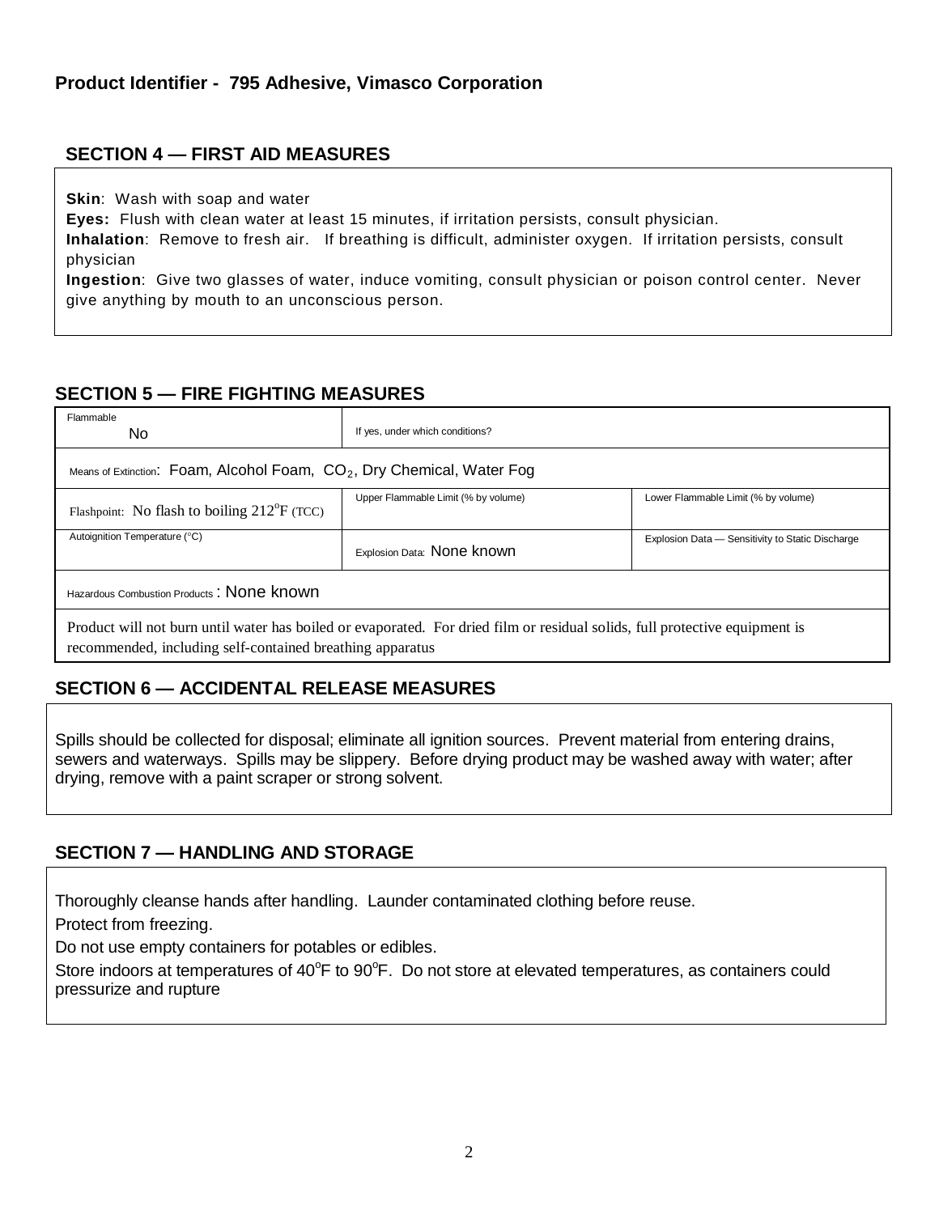**Product Identifier - 795 Adhesive, Vimasco Corporation**

## SECTION 4 — FIRST AID MEASURES

**Skin**: Wash with soap and water
**Eyes:** Flush with clean water at least 15 minutes, if irritation persists, consult physician.
**Inhalation**: Remove to fresh air. If breathing is difficult, administer oxygen. If irritation persists, consult physician
**Ingestion**: Give two glasses of water, induce vomiting, consult physician or poison control center. Never give anything by mouth to an unconscious person.

## SECTION 5 — FIRE FIGHTING MEASURES

| Flammable<br>No | If yes, under which conditions? | |
|---|---|---|
| Means of Extinction: Foam, Alcohol Foam, $CO_2$, Dry Chemical, Water Fog | | |
| Flashpoint: No flash to boiling 212°F (TCC) | Upper Flammable Limit (% by volume) | Lower Flammable Limit (% by volume) |
| Autoignition Temperature (°C) | Explosion Data: None known | Explosion Data — Sensitivity to Static Discharge |
| Hazardous Combustion Products : None known | | |
| Product will not burn until water has boiled or evaporated. For dried film or residual solids, full protective equipment is recommended, including self-contained breathing apparatus | | |

## SECTION 6 — ACCIDENTAL RELEASE MEASURES

Spills should be collected for disposal; eliminate all ignition sources. Prevent material from entering drains, sewers and waterways. Spills may be slippery. Before drying product may be washed away with water; after drying, remove with a paint scraper or strong solvent.

## SECTION 7 — HANDLING AND STORAGE

Thoroughly cleanse hands after handling. Launder contaminated clothing before reuse.

Protect from freezing.

Do not use empty containers for potables or edibles.

Store indoors at temperatures of 40°F to 90°F. Do not store at elevated temperatures, as containers could pressurize and rupture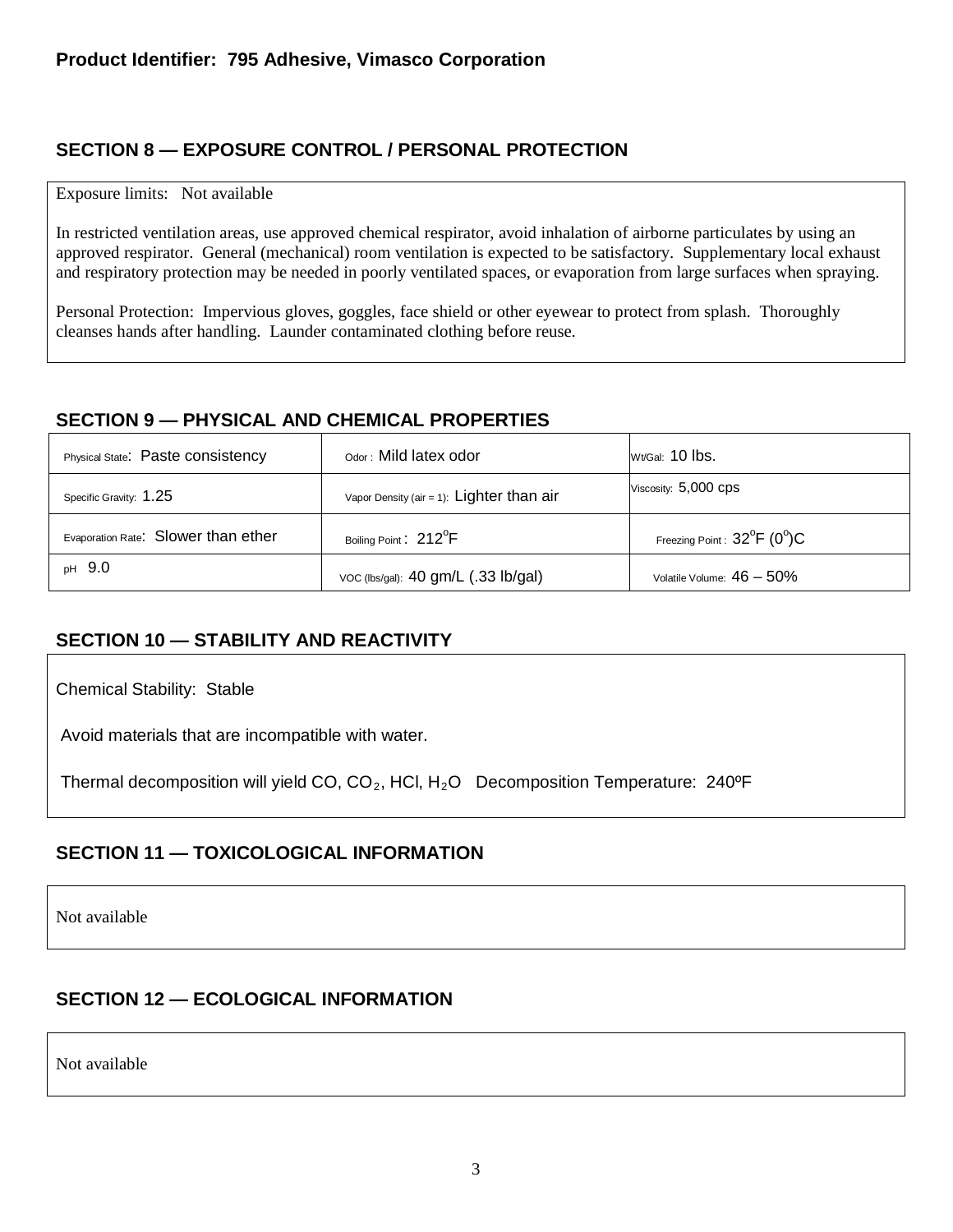**Product Identifier: 795 Adhesive, Vimasco Corporation**

## SECTION 8 — EXPOSURE CONTROL / PERSONAL PROTECTION

Exposure limits: Not available

In restricted ventilation areas, use approved chemical respirator, avoid inhalation of airborne particulates by using an approved respirator. General (mechanical) room ventilation is expected to be satisfactory. Supplementary local exhaust and respiratory protection may be needed in poorly ventilated spaces, or evaporation from large surfaces when spraying.

Personal Protection: Impervious gloves, goggles, face shield or other eyewear to protect from splash. Thoroughly cleanses hands after handling. Launder contaminated clothing before reuse.

## SECTION 9 — PHYSICAL AND CHEMICAL PROPERTIES

| | | |
|---|---|---|
| Physical State: Paste consistency | Odor : Mild latex odor | Wt/Gal: 10 lbs. |
| Specific Gravity: 1.25 | Vapor Density (air = 1): Lighter than air | Viscosity: 5,000 cps |
| Evaporation Rate: Slower than ether | Boiling Point : 212°F | Freezing Point : 32°F (0°)C |
| pH 9.0 | VOC (lbs/gal): 40 gm/L (.33 lb/gal) | Volatile Volume: 46 – 50% |

## SECTION 10 — STABILITY AND REACTIVITY

Chemical Stability: Stable

Avoid materials that are incompatible with water.

Thermal decomposition will yield CO, $CO_2$, HCl, $H_2O$ Decomposition Temperature: 240ºF

## SECTION 11 — TOXICOLOGICAL INFORMATION

Not available

## SECTION 12 — ECOLOGICAL INFORMATION

Not available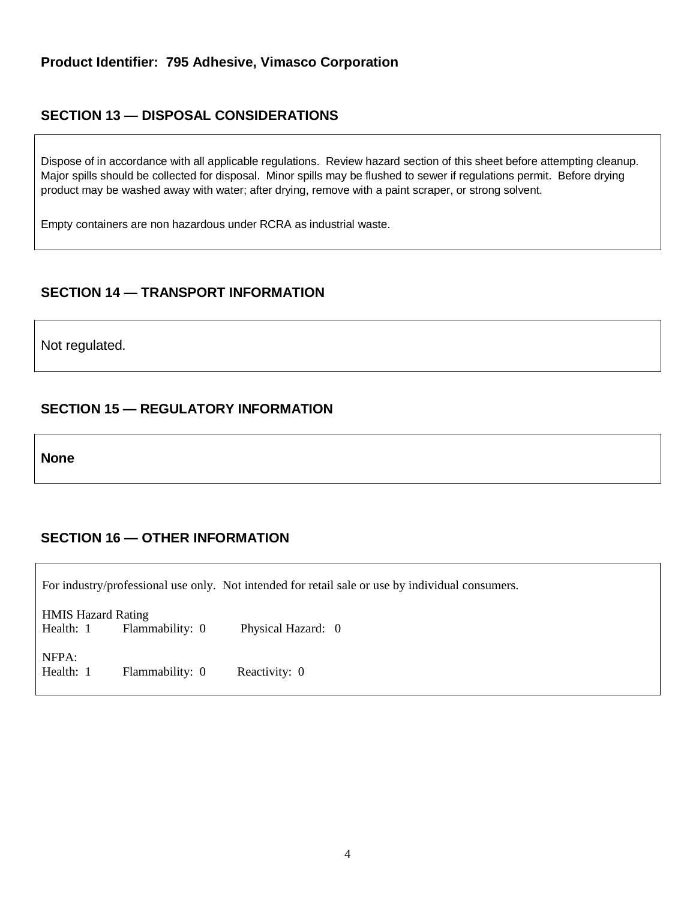**Product Identifier: 795 Adhesive, Vimasco Corporation**

## SECTION 13 — DISPOSAL CONSIDERATIONS

Dispose of in accordance with all applicable regulations. Review hazard section of this sheet before attempting cleanup. Major spills should be collected for disposal. Minor spills may be flushed to sewer if regulations permit. Before drying product may be washed away with water; after drying, remove with a paint scraper, or strong solvent.

Empty containers are non hazardous under RCRA as industrial waste.

## SECTION 14 — TRANSPORT INFORMATION

Not regulated.

## SECTION 15 — REGULATORY INFORMATION

**None**

## SECTION 16 — OTHER INFORMATION

For industry/professional use only. Not intended for retail sale or use by individual consumers.

HMIS Hazard Rating
Health: 1 Flammability: 0 Physical Hazard: 0

NFPA:
Health: 1 Flammability: 0 Reactivity: 0